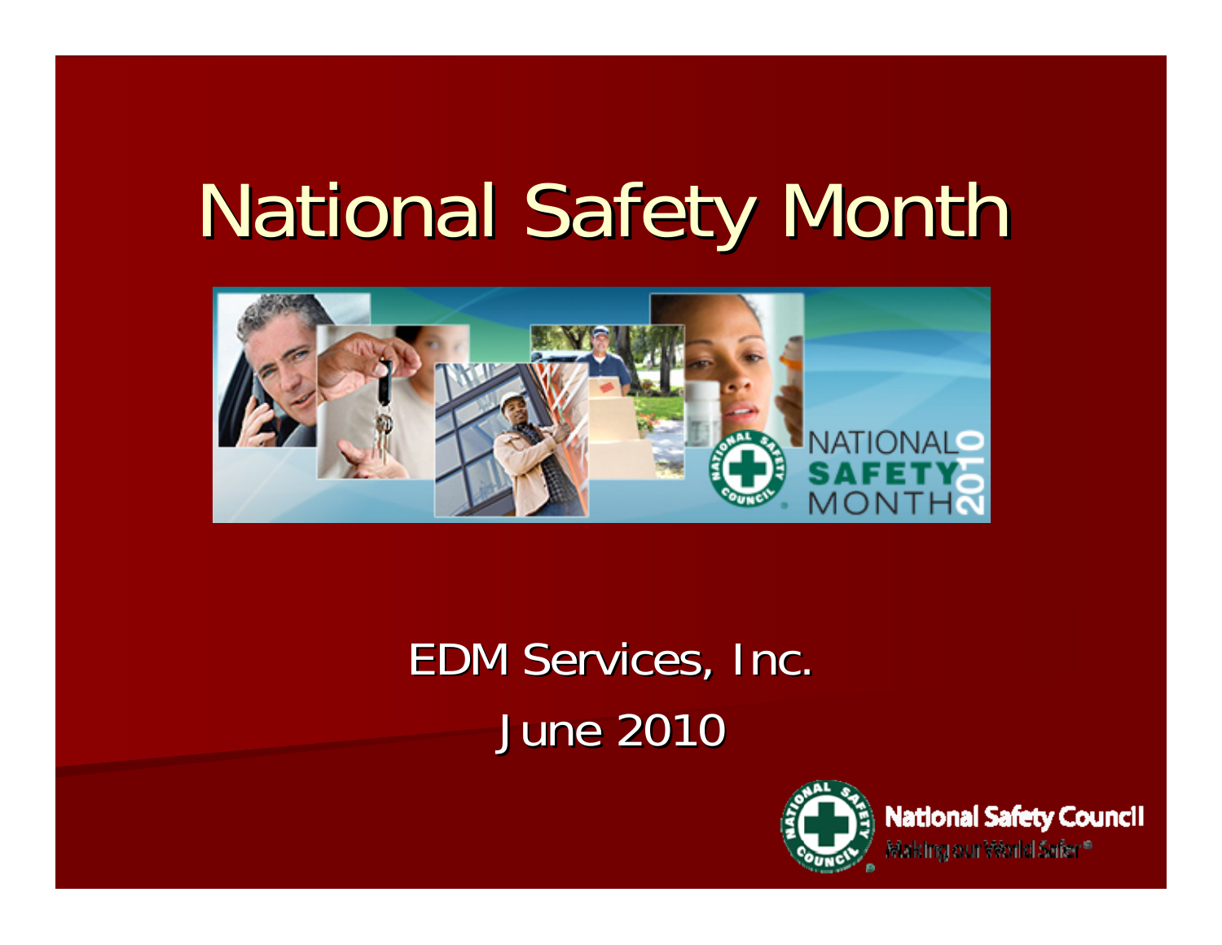# National Safety Month

EDM Services, Inc.

June 2010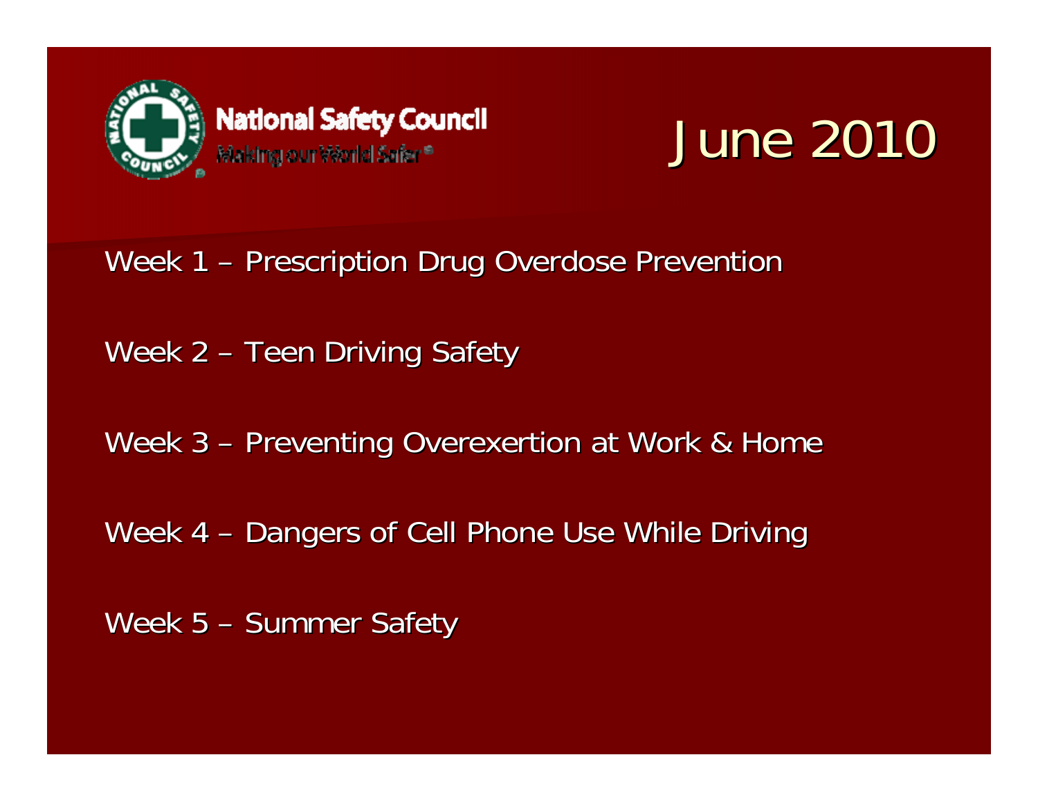National Safety Council

Making our World Safer®

# June 2010

Week 1 – Prescription Drug Overdose Prevention

Week 2 – Teen Driving Safety

Week 3 – Preventing Overexertion at Work & Home

Week 4 – Dangers of Cell Phone Use While Driving

Week 5 – Summer Safety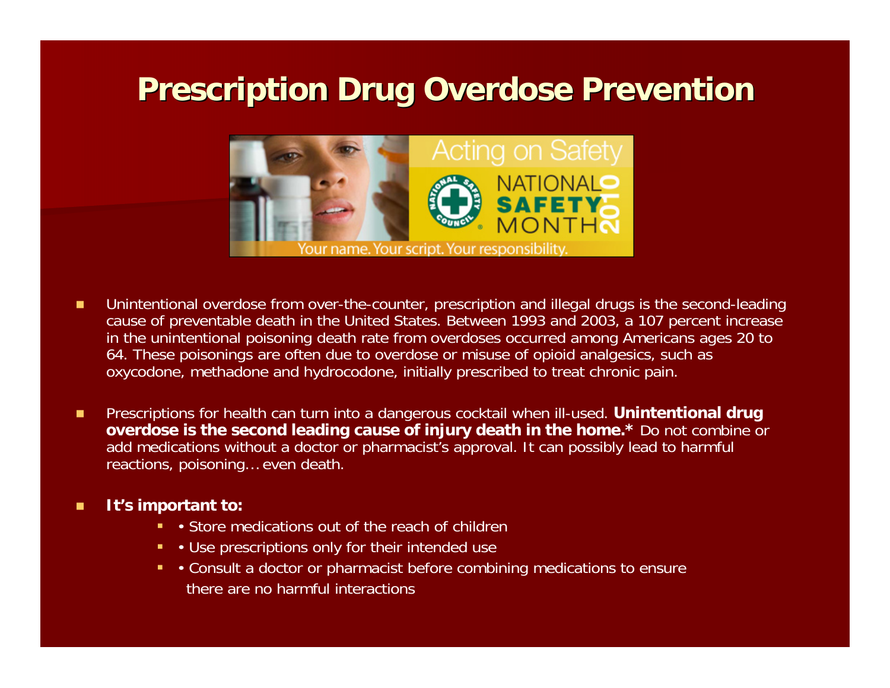# Prescription Drug Overdose Prevention

- Unintentional overdose from over-the-counter, prescription and illegal drugs is the second-leading cause of preventable death in the United States. Between 1993 and 2003, a 107 percent increase in the unintentional poisoning death rate from overdoses occurred among Americans ages 20 to 64. These poisonings are often due to overdose or misuse of opioid analgesics, such as oxycodone, methadone and hydrocodone, initially prescribed to treat chronic pain.

- Prescriptions for health can turn into a dangerous cocktail when ill-used. **Unintentional drug overdose is the second leading cause of injury death in the home.*** Do not combine or add medications without a doctor or pharmacist's approval. It can possibly lead to harmful reactions, poisoning… even death.

- **It's important to:**
  - • Store medications out of the reach of children
  - • Use prescriptions only for their intended use
  - • Consult a doctor or pharmacist before combining medications to ensure there are no harmful interactions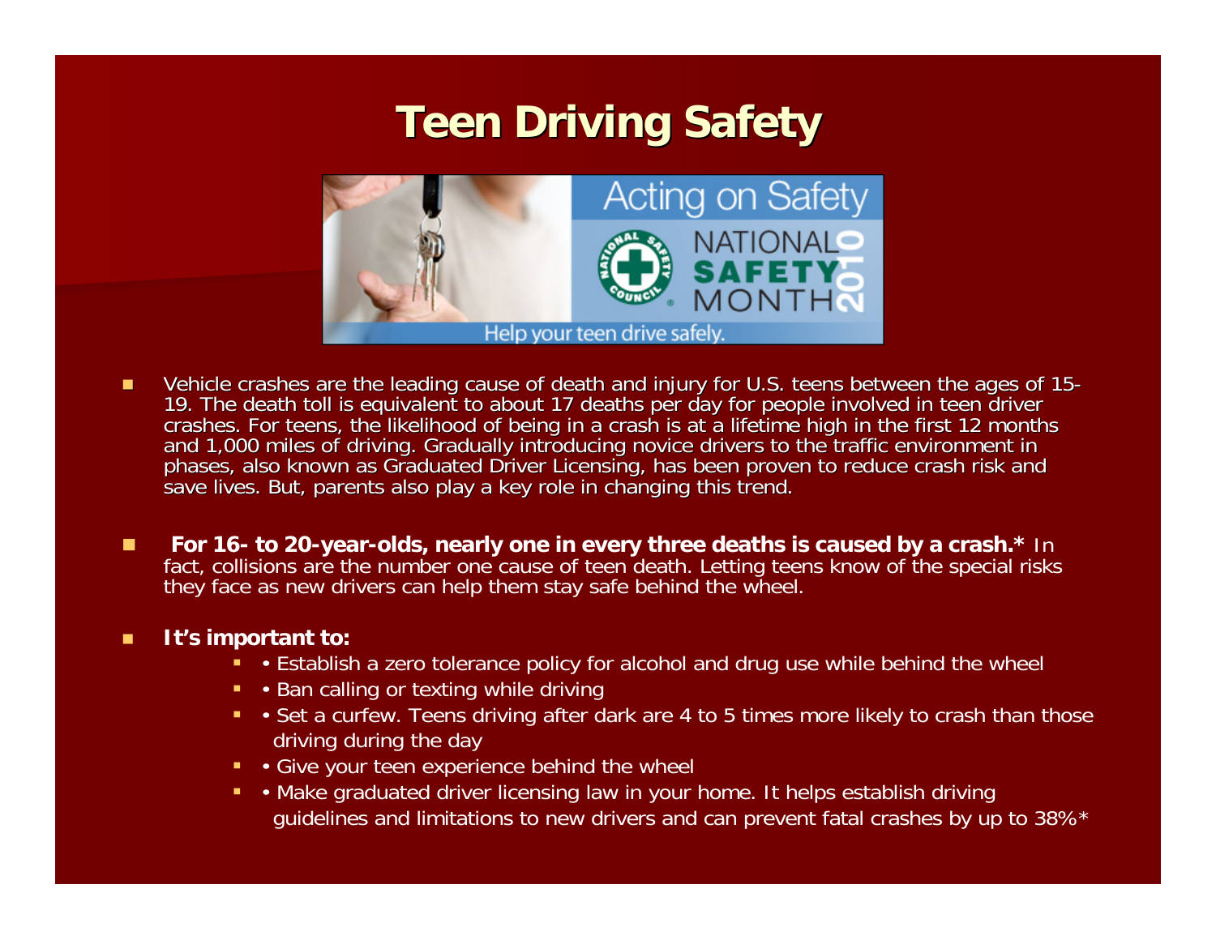# Teen Driving Safety

- Vehicle crashes are the leading cause of death and injury for U.S. teens between the ages of 15-19. The death toll is equivalent to about 17 deaths per day for people involved in teen driver crashes. For teens, the likelihood of being in a crash is at a lifetime high in the first 12 months and 1,000 miles of driving. Gradually introducing novice drivers to the traffic environment in phases, also known as Graduated Driver Licensing, has been proven to reduce crash risk and save lives. But, parents also play a key role in changing this trend.

- **For 16- to 20-year-olds, nearly one in every three deaths is caused by a crash.*** In fact, collisions are the number one cause of teen death. Letting teens know of the special risks they face as new drivers can help them stay safe behind the wheel.

- **It's important to:**
  - • Establish a zero tolerance policy for alcohol and drug use while behind the wheel
  - • Ban calling or texting while driving
  - • Set a curfew. Teens driving after dark are 4 to 5 times more likely to crash than those driving during the day
  - • Give your teen experience behind the wheel
  - • Make graduated driver licensing law in your home. It helps establish driving guidelines and limitations to new drivers and can prevent fatal crashes by up to 38%*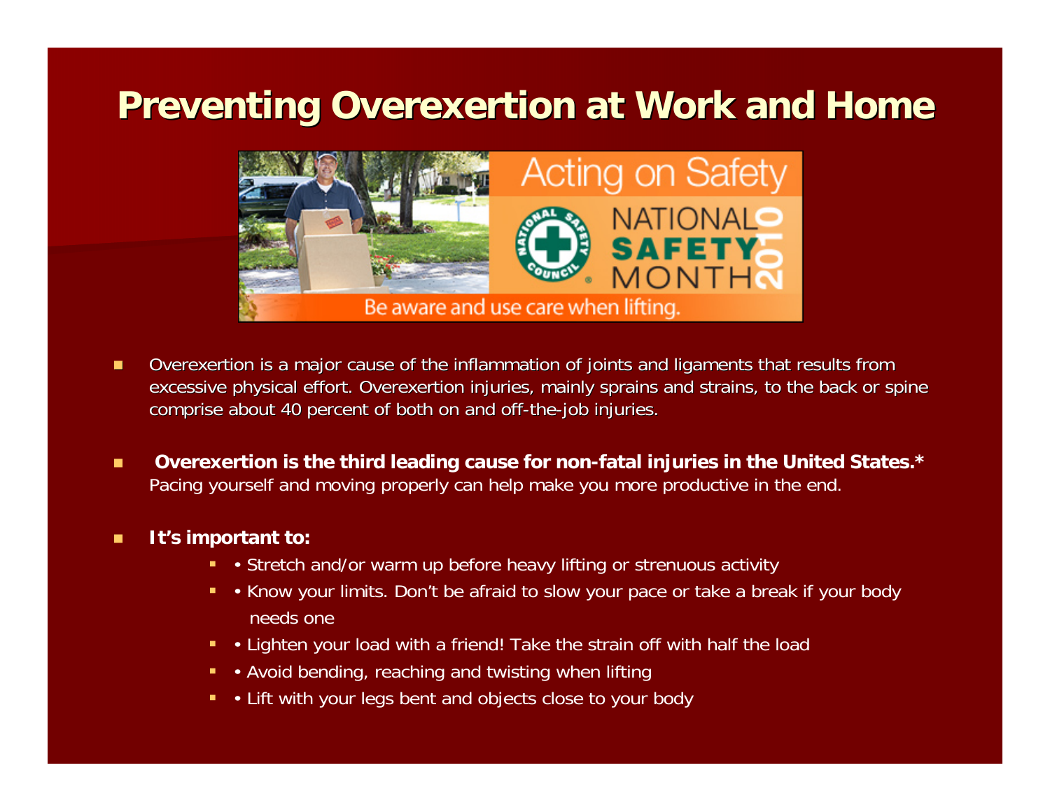# Preventing Overexertion at Work and Home

- Overexertion is a major cause of the inflammation of joints and ligaments that results from excessive physical effort. Overexertion injuries, mainly sprains and strains, to the back or spine comprise about 40 percent of both on and off-the-job injuries.

- **Overexertion is the third leading cause for non-fatal injuries in the United States.*** Pacing yourself and moving properly can help make you more productive in the end.

- **It's important to:**
  - • Stretch and/or warm up before heavy lifting or strenuous activity
  - • Know your limits. Don't be afraid to slow your pace or take a break if your body needs one
  - • Lighten your load with a friend! Take the strain off with half the load
  - • Avoid bending, reaching and twisting when lifting
  - • Lift with your legs bent and objects close to your body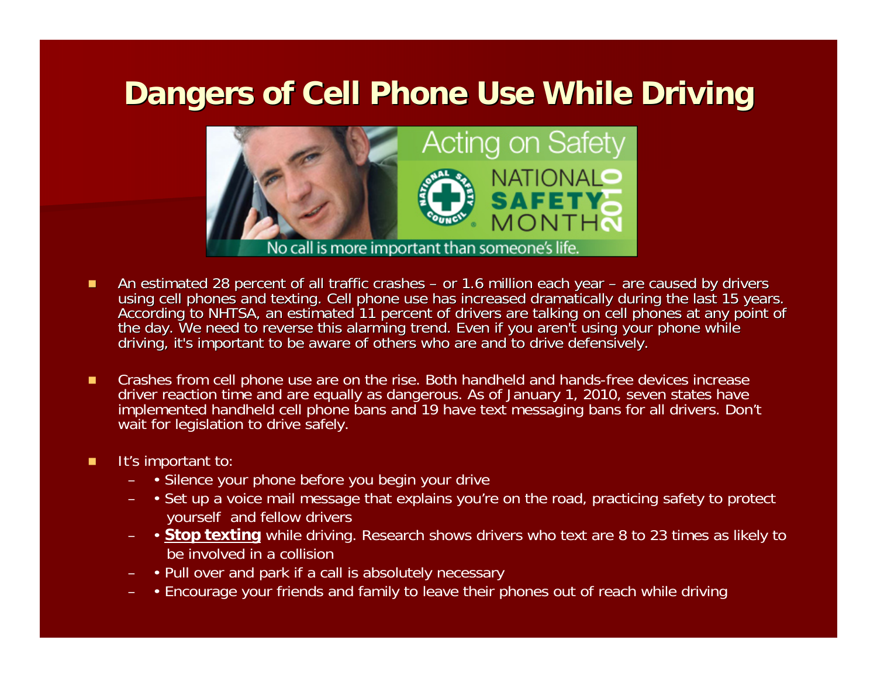# Dangers of Cell Phone Use While Driving

- An estimated 28 percent of all traffic crashes – or 1.6 million each year – are caused by drivers using cell phones and texting. Cell phone use has increased dramatically during the last 15 years. According to NHTSA, an estimated 11 percent of drivers are talking on cell phones at any point of the day. We need to reverse this alarming trend. Even if you aren't using your phone while driving, it's important to be aware of others who are and to drive defensively.

- Crashes from cell phone use are on the rise. Both handheld and hands-free devices increase driver reaction time and are equally as dangerous. As of January 1, 2010, seven states have implemented handheld cell phone bans and 19 have text messaging bans for all drivers. Don't wait for legislation to drive safely.

- It's important to:
  - • Silence your phone before you begin your drive
  - • Set up a voice mail message that explains you're on the road, practicing safety to protect yourself and fellow drivers
  - • **Stop texting** while driving. Research shows drivers who text are 8 to 23 times as likely to be involved in a collision
  - • Pull over and park if a call is absolutely necessary
  - • Encourage your friends and family to leave their phones out of reach while driving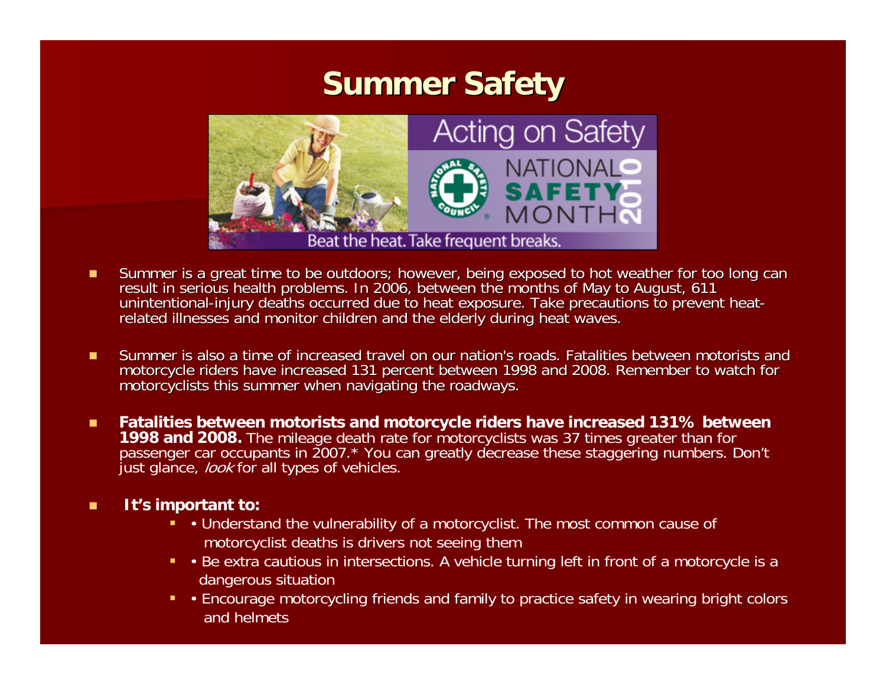# Summer Safety

- Summer is a great time to be outdoors; however, being exposed to hot weather for too long can result in serious health problems. In 2006, between the months of May to August, 611 unintentional-injury deaths occurred due to heat exposure. Take precautions to prevent heat-related illnesses and monitor children and the elderly during heat waves.

- Summer is also a time of increased travel on our nation's roads. Fatalities between motorists and motorcycle riders have increased 131 percent between 1998 and 2008. Remember to watch for motorcyclists this summer when navigating the roadways.

- **Fatalities between motorists and motorcycle riders have increased 131% between 1998 and 2008.** The mileage death rate for motorcyclists was 37 times greater than for passenger car occupants in 2007.* You can greatly decrease these staggering numbers. Don't just glance, *look* for all types of vehicles.

- **It's important to:**
  - • Understand the vulnerability of a motorcyclist. The most common cause of motorcyclist deaths is drivers not seeing them
  - • Be extra cautious in intersections. A vehicle turning left in front of a motorcycle is a dangerous situation
  - • Encourage motorcycling friends and family to practice safety in wearing bright colors and helmets